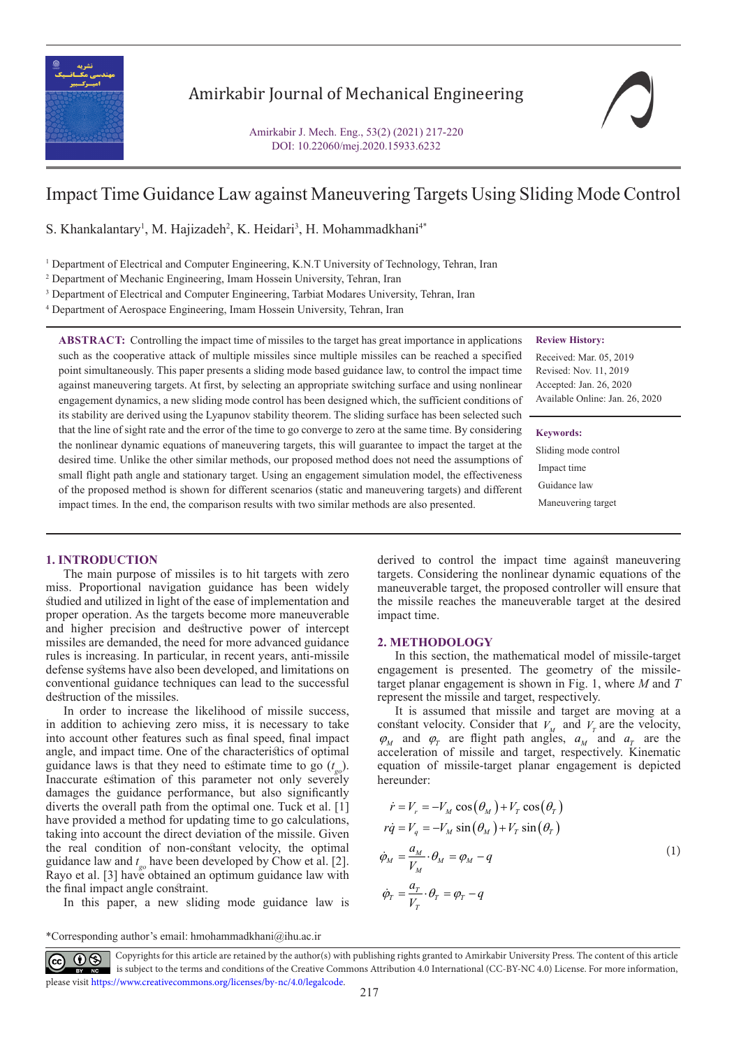# Impact Time Guidance Law against Maneuvering Targets Using Sliding Mode Control

S. Khankalantary[1], M. Hajizadeh[2], K. Heidari[3], H. Mohammadkhani[4*]

[1] Department of Electrical and Computer Engineering, K.N.T University of Technology, Tehran, Iran
[2] Department of Mechanic Engineering, Imam Hossein University, Tehran, Iran
[3] Department of Electrical and Computer Engineering, Tarbiat Modares University, Tehran, Iran
[4] Department of Aerospace Engineering, Imam Hossein University, Tehran, Iran

**ABSTRACT:** Controlling the impact time of missiles to the target has great importance in applications such as the cooperative attack of multiple missiles since multiple missiles can be reached a specified point simultaneously. This paper presents a sliding mode based guidance law, to control the impact time against maneuvering targets. At first, by selecting an appropriate switching surface and using nonlinear engagement dynamics, a new sliding mode control has been designed which, the sufficient conditions of its stability are derived using the Lyapunov stability theorem. The sliding surface has been selected such that the line of sight rate and the error of the time to go converge to zero at the same time. By considering the nonlinear dynamic equations of maneuvering targets, this will guarantee to impact the target at the desired time. Unlike the other similar methods, our proposed method does not need the assumptions of small flight path angle and stationary target. Using an engagement simulation model, the effectiveness of the proposed method is shown for different scenarios (static and maneuvering targets) and different impact times. In the end, the comparison results with two similar methods are also presented.

**Review History:**

Received: Mar. 05, 2019
Revised: Nov. 11, 2019
Accepted: Jan. 26, 2020
Available Online: Jan. 26, 2020

**Keywords:**

Sliding mode control
Impact time
Guidance law
Maneuvering target

## 1. INTRODUCTION

The main purpose of missiles is to hit targets with zero miss. Proportional navigation guidance has been widely studied and utilized in light of the ease of implementation and proper operation. As the targets become more maneuverable and higher precision and destructive power of intercept missiles are demanded, the need for more advanced guidance rules is increasing. In particular, in recent years, anti-missile defense systems have also been developed, and limitations on conventional guidance techniques can lead to the successful destruction of the missiles.

In order to increase the likelihood of missile success, in addition to achieving zero miss, it is necessary to take into account other features such as final speed, final impact angle, and impact time. One of the characteristics of optimal guidance laws is that they need to estimate time to go ($t_{go}$). Inaccurate estimation of this parameter not only severely damages the guidance performance, but also significantly diverts the overall path from the optimal one. Tuck et al. [1] have provided a method for updating time to go calculations, taking into account the direct deviation of the missile. Given the real condition of non-constant velocity, the optimal guidance law and $t_{go}$ have been developed by Chow et al. [2]. Rayo et al. [3] have obtained an optimum guidance law with the final impact angle constraint.

In this paper, a new sliding mode guidance law is derived to control the impact time against maneuvering targets. Considering the nonlinear dynamic equations of the maneuverable target, the proposed controller will ensure that the missile reaches the maneuverable target at the desired impact time.

## 2. METHODOLOGY

In this section, the mathematical model of missile-target engagement is presented. The geometry of the missile-target planar engagement is shown in Fig. 1, where *M* and *T* represent the missile and target, respectively.

It is assumed that missile and target are moving at a constant velocity. Consider that $V_M$ and $V_T$ are the velocity, $\varphi_M$ and $\varphi_T$ are flight path angles, $a_M$ and $a_T$ are the acceleration of missile and target, respectively. Kinematic equation of missile-target planar engagement is depicted hereunder:

$$
\begin{aligned}
\dot{r} &= V_r = -V_M \cos(\theta_M) + V_T \cos(\theta_T) \\
r\dot{q} &= V_q = -V_M \sin(\theta_M) + V_T \sin(\theta_T) \\
\dot{\varphi}_M &= \frac{a_M}{V_M} \cdot \theta_M = \varphi_M - q \\
\dot{\varphi}_T &= \frac{a_T}{V_T} \cdot \theta_T = \varphi_T - q
\end{aligned}
\tag{1}
$$

*Corresponding author's email: hmohammadkhani@ihu.ac.ir

Copyrights for this article are retained by the author(s) with publishing rights granted to Amirkabir University Press. The content of this article is subject to the terms and conditions of the Creative Commons Attribution 4.0 International (CC-BY-NC 4.0) License. For more information, please visit https://www.creativecommons.org/licenses/by-nc/4.0/legalcode.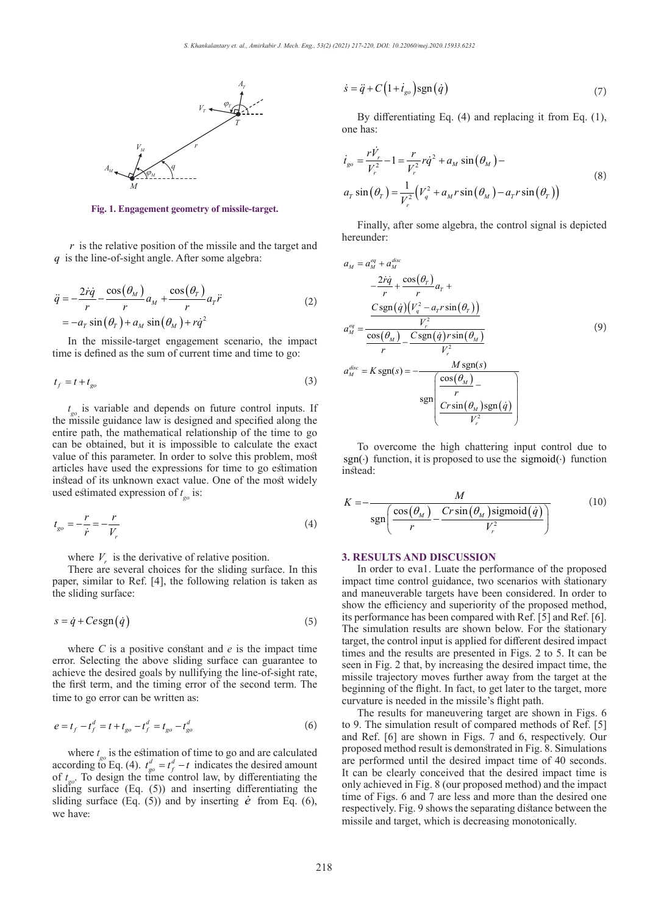Fig. 1. Engagement geometry of missile-target.

$r$ is the relative position of the missile and the target and $q$ is the line-of-sight angle. After some algebra:

$$\ddot{q} = -\frac{2\dot{r}\dot{q}}{r} - \frac{\cos(\theta_M)}{r}a_M + \frac{\cos(\theta_T)}{r}a_T\ddot{r} = -a_T\sin(\theta_T) + a_M\sin(\theta_M) + r\dot{q}^2 \tag{2}$$

In the missile-target engagement scenario, the impact time is defined as the sum of current time and time to go:

$$t_f = t + t_{go} \tag{3}$$

$t_{go}$ is variable and depends on future control inputs. If the missile guidance law is designed and specified along the entire path, the mathematical relationship of the time to go can be obtained, but it is impossible to calculate the exact value of this parameter. In order to solve this problem, most articles have used the expressions for time to go estimation instead of its unknown exact value. One of the most widely used estimated expression of $t_{go}$ is:

$$t_{go} = -\frac{r}{\dot{r}} = -\frac{r}{V_r} \tag{4}$$

where $V_r$ is the derivative of relative position.

There are several choices for the sliding surface. In this paper, similar to Ref. [4], the following relation is taken as the sliding surface:

$$s = \dot{q} + Ce\,\mathrm{sgn}(\dot{q}) \tag{5}$$

where $C$ is a positive constant and $e$ is the impact time error. Selecting the above sliding surface can guarantee to achieve the desired goals by nullifying the line-of-sight rate, the first term, and the timing error of the second term. The time to go error can be written as:

$$e = t_f - t_f^d = t + t_{go} - t_f^d = t_{go} - t_{go}^d \tag{6}$$

where $t_{go}$ is the estimation of time to go and are calculated according to Eq. (4). $t_{go}^d = t_f^d - t$ indicates the desired amount of $t_{go}$. To design the time control law, by differentiating the sliding surface (Eq. (5)) and inserting differentiating the sliding surface (Eq. (5)) and by inserting $\dot{e}$ from Eq. (6), we have:

$$\dot{s} = \ddot{q} + C\left(1 + \dot{t}_{go}\right)\mathrm{sgn}(\dot{q}) \tag{7}$$

By differentiating Eq. (4) and replacing it from Eq. (1), one has:

$$\dot{t}_{go} = \frac{r\dot{V}_r}{V_r^2} - 1 = \frac{r}{V_r^2}r\dot{q}^2 + a_M\sin(\theta_M) - a_T\sin(\theta_T) = \frac{1}{V_r^2}\left(V_q^2 + a_M r\sin(\theta_M) - a_T r\sin(\theta_T)\right) \tag{8}$$

Finally, after some algebra, the control signal is depicted hereunder:

$$a_M = a_M^{eq} + a_M^{disc}$$

$$a_M^{eq} = \frac{-\dfrac{2\dot{r}\dot{q}}{r} + \dfrac{\cos(\theta_T)}{r}a_T + \dfrac{C\,\mathrm{sgn}(\dot{q})\left(V_q^2 - a_T r\sin(\theta_T)\right)}{V_r^2}}{\dfrac{\cos(\theta_M)}{r} - \dfrac{C\,\mathrm{sgn}(\dot{q})r\sin(\theta_M)}{V_r^2}} \tag{9}$$

$$a_M^{disc} = K\,\mathrm{sgn}(s) = -\frac{M\,\mathrm{sgn}(s)}{\mathrm{sgn}\left(\dfrac{\cos(\theta_M)}{r} - \dfrac{Cr\sin(\theta_M)\mathrm{sgn}(\dot{q})}{V_r^2}\right)}$$

To overcome the high chattering input control due to $\mathrm{sgn}(\cdot)$ function, it is proposed to use the $\mathrm{sigmoid}(\cdot)$ function instead:

$$K = -\frac{M}{\mathrm{sgn}\left(\dfrac{\cos(\theta_M)}{r} - \dfrac{Cr\sin(\theta_M)\mathrm{sigmoid}(\dot{q})}{V_r^2}\right)} \tag{10}$$

## 3. RESULTS AND DISCUSSION

In order to eva1. Luate the performance of the proposed impact time control guidance, two scenarios with stationary and maneuverable targets have been considered. In order to show the efficiency and superiority of the proposed method, its performance has been compared with Ref. [5] and Ref. [6]. The simulation results are shown below. For the stationary target, the control input is applied for different desired impact times and the results are presented in Figs. 2 to 5. It can be seen in Fig. 2 that, by increasing the desired impact time, the missile trajectory moves further away from the target at the beginning of the flight. In fact, to get later to the target, more curvature is needed in the missile's flight path.

The results for maneuvering target are shown in Figs. 6 to 9. The simulation result of compared methods of Ref. [5] and Ref. [6] are shown in Figs. 7 and 6, respectively. Our proposed method result is demonstrated in Fig. 8. Simulations are performed until the desired impact time of 40 seconds. It can be clearly conceived that the desired impact time is only achieved in Fig. 8 (our proposed method) and the impact time of Figs. 6 and 7 are less and more than the desired one respectively. Fig. 9 shows the separating distance between the missile and target, which is decreasing monotonically.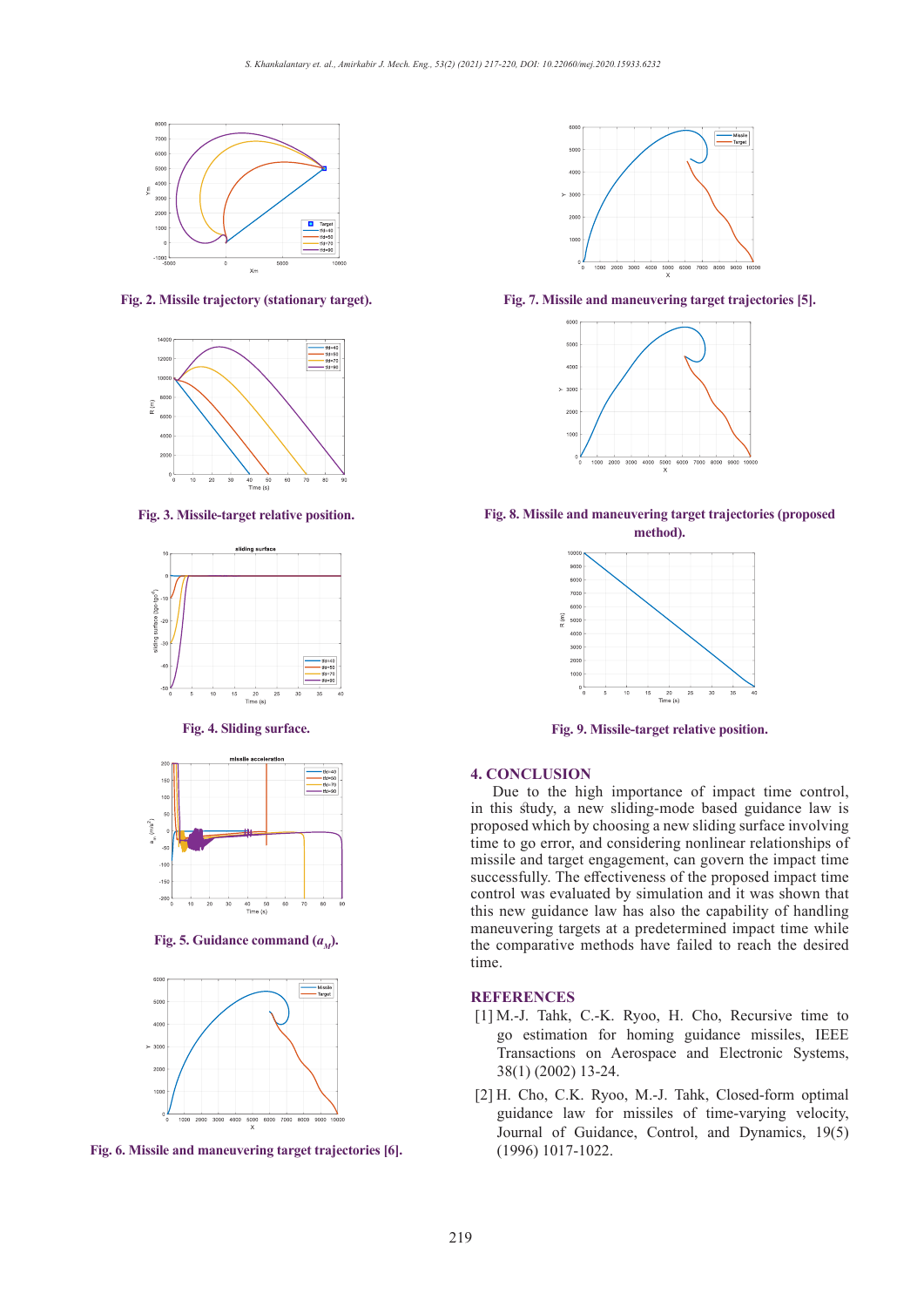Fig. 2. Missile trajectory (stationary target).

Fig. 3. Missile-target relative position.

Fig. 4. Sliding surface.

Fig. 5. Guidance command ($a_M$).

Fig. 6. Missile and maneuvering target trajectories [6].

Fig. 7. Missile and maneuvering target trajectories [5].

Fig. 8. Missile and maneuvering target trajectories (proposed method).

Fig. 9. Missile-target relative position.

## 4. CONCLUSION

Due to the high importance of impact time control, in this study, a new sliding-mode based guidance law is proposed which by choosing a new sliding surface involving time to go error, and considering nonlinear relationships of missile and target engagement, can govern the impact time successfully. The effectiveness of the proposed impact time control was evaluated by simulation and it was shown that this new guidance law has also the capability of handling maneuvering targets at a predetermined impact time while the comparative methods have failed to reach the desired time.

## REFERENCES

[1] M.-J. Tahk, C.-K. Ryoo, H. Cho, Recursive time to go estimation for homing guidance missiles, IEEE Transactions on Aerospace and Electronic Systems, 38(1) (2002) 13-24.

[2] H. Cho, C.K. Ryoo, M.-J. Tahk, Closed-form optimal guidance law for missiles of time-varying velocity, Journal of Guidance, Control, and Dynamics, 19(5) (1996) 1017-1022.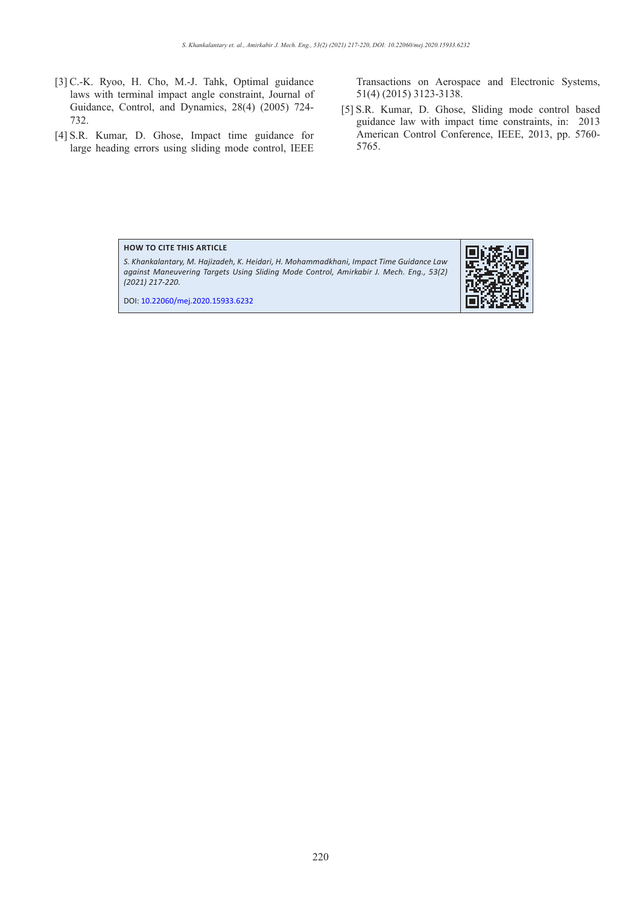[3] C.-K. Ryoo, H. Cho, M.-J. Tahk, Optimal guidance laws with terminal impact angle constraint, Journal of Guidance, Control, and Dynamics, 28(4) (2005) 724-732.

[4] S.R. Kumar, D. Ghose, Impact time guidance for large heading errors using sliding mode control, IEEE Transactions on Aerospace and Electronic Systems, 51(4) (2015) 3123-3138.

[5] S.R. Kumar, D. Ghose, Sliding mode control based guidance law with impact time constraints, in: 2013 American Control Conference, IEEE, 2013, pp. 5760-5765.

**HOW TO CITE THIS ARTICLE**

*S. Khankalantary, M. Hajizadeh, K. Heidari, H. Mohammadkhani, Impact Time Guidance Law against Maneuvering Targets Using Sliding Mode Control, Amirkabir J. Mech. Eng., 53(2) (2021) 217-220.*

DOI: 10.22060/mej.2020.15933.6232